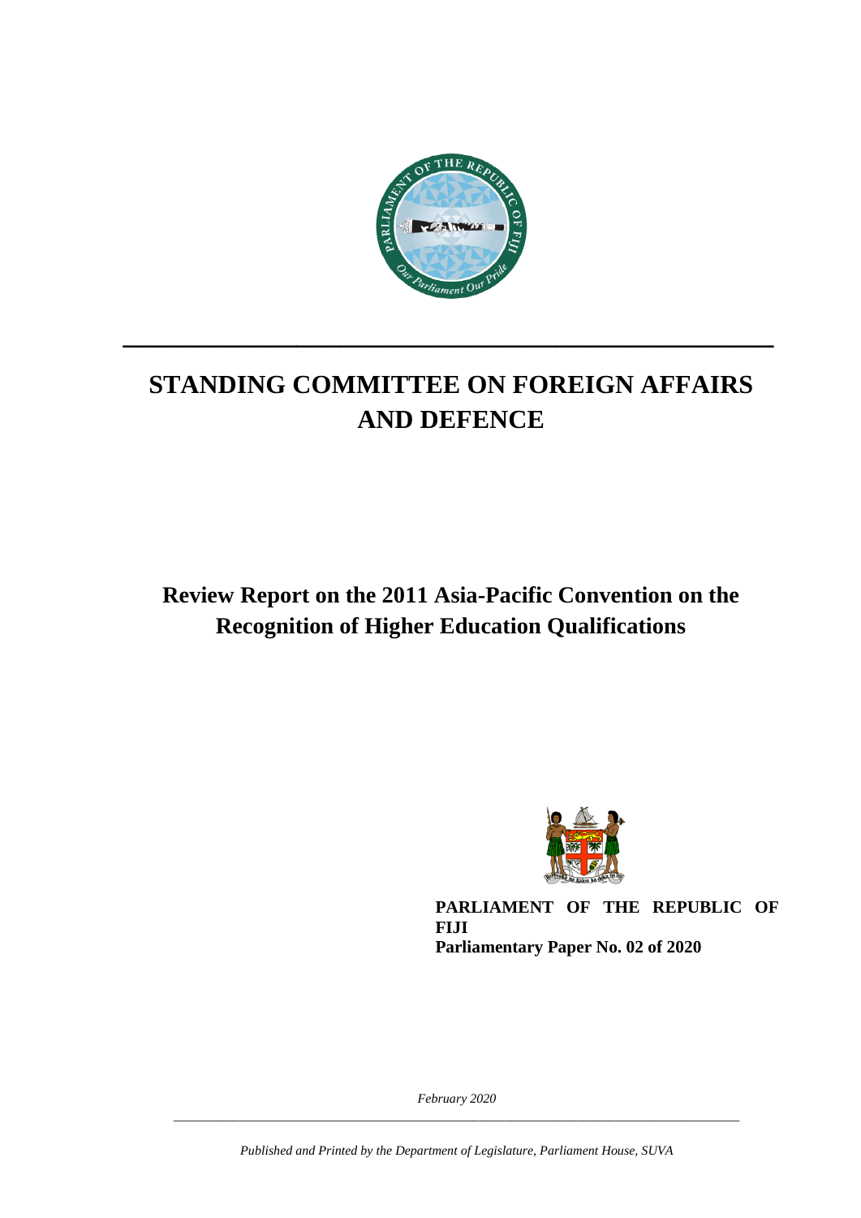# STANDING COMMITTEE ON FOREIGN AFFAIRS AND DEFENCE

## Review Report on the 2011 Asia-Pacific Convention on the Recognition of Higher Education Qualifications

**PARLIAMENT OF THE REPUBLIC OF FIJI**
**Parliamentary Paper No. 02 of 2020**

*February 2020*

*Published and Printed by the Department of Legislature, Parliament House, SUVA*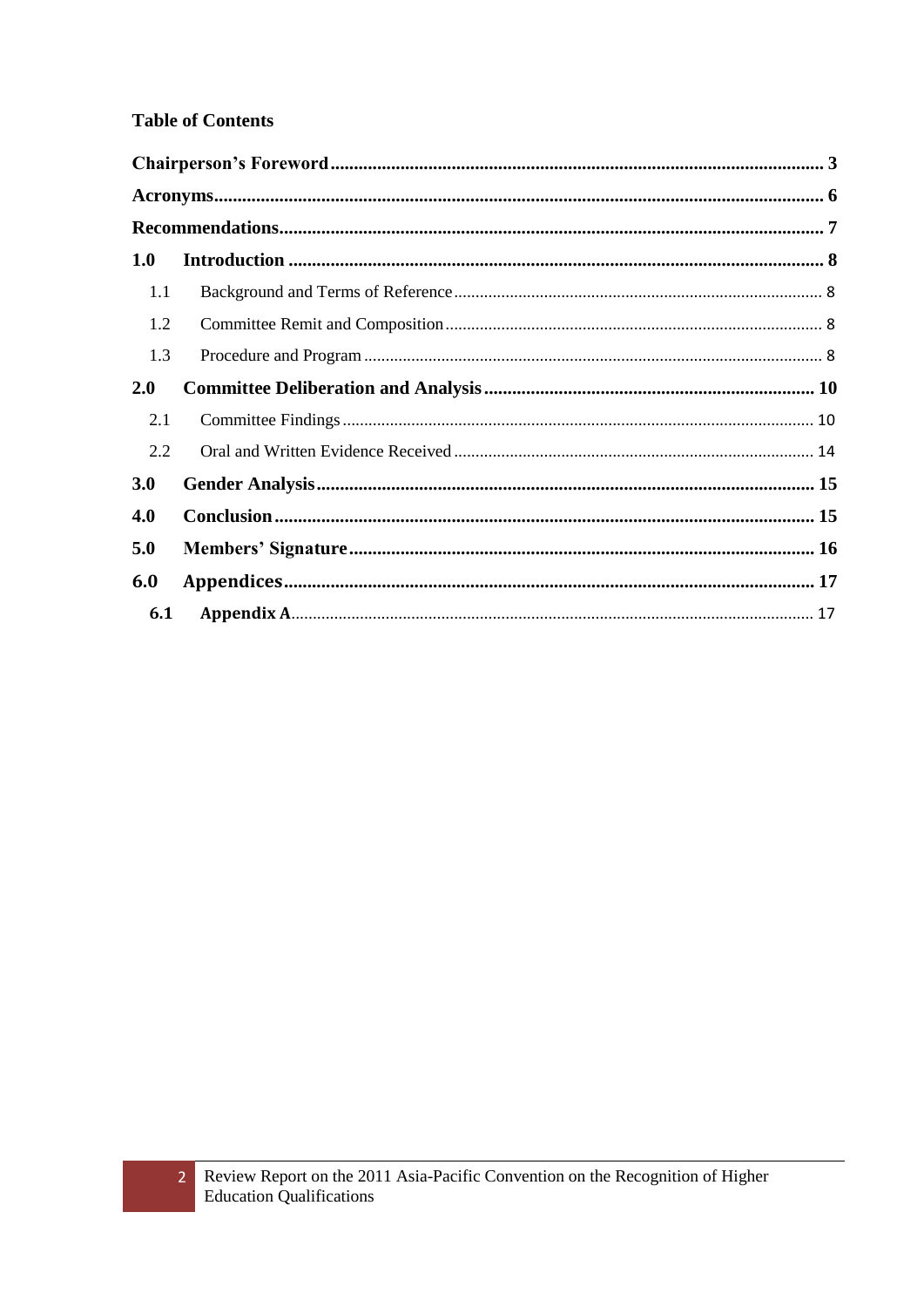## Table of Contents

**Chairperson's Foreword** .......... **3**

**Acronyms** .......... **6**

**Recommendations** .......... **7**

**1.0 Introduction** .......... **8**

- 1.1 Background and Terms of Reference .......... 8
- 1.2 Committee Remit and Composition .......... 8
- 1.3 Procedure and Program .......... 8

**2.0 Committee Deliberation and Analysis** .......... **10**

- 2.1 Committee Findings .......... 10
- 2.2 Oral and Written Evidence Received .......... 14

**3.0 Gender Analysis** .......... **15**

**4.0 Conclusion** .......... **15**

**5.0 Members' Signature** .......... **16**

**6.0 Appendices** .......... **17**

- **6.1 Appendix A** .......... 17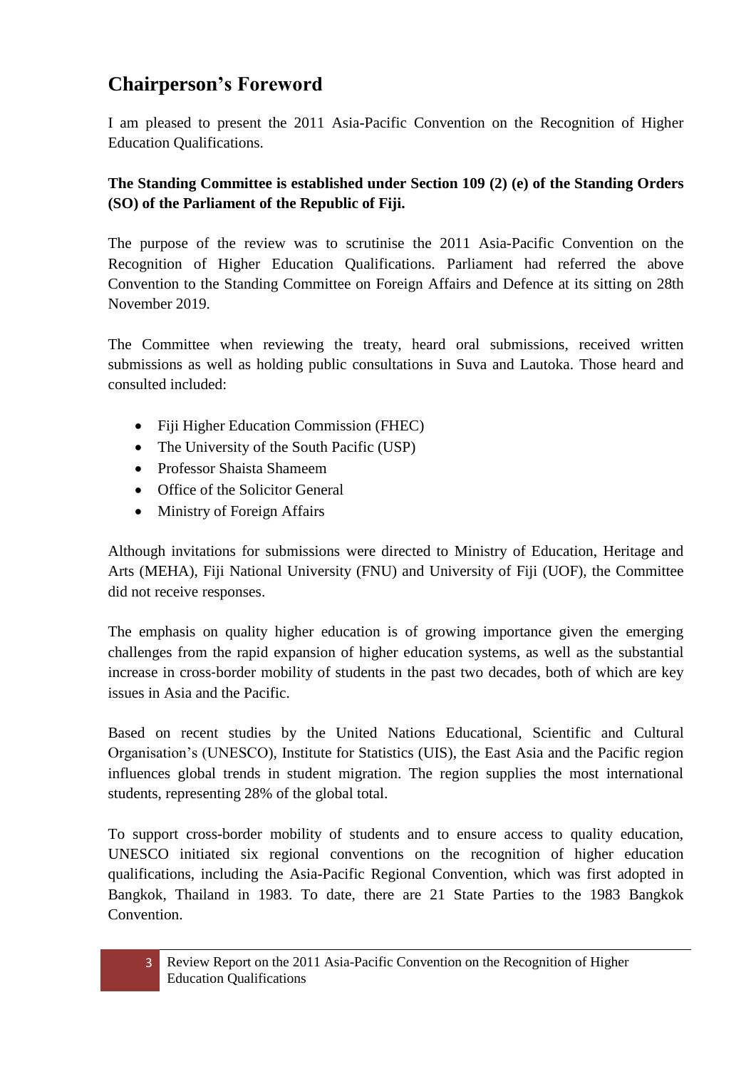## Chairperson's Foreword

I am pleased to present the 2011 Asia-Pacific Convention on the Recognition of Higher Education Qualifications.

**The Standing Committee is established under Section 109 (2) (e) of the Standing Orders (SO) of the Parliament of the Republic of Fiji.**

The purpose of the review was to scrutinise the 2011 Asia-Pacific Convention on the Recognition of Higher Education Qualifications. Parliament had referred the above Convention to the Standing Committee on Foreign Affairs and Defence at its sitting on 28th November 2019.

The Committee when reviewing the treaty, heard oral submissions, received written submissions as well as holding public consultations in Suva and Lautoka. Those heard and consulted included:

- Fiji Higher Education Commission (FHEC)
- The University of the South Pacific (USP)
- Professor Shaista Shameem
- Office of the Solicitor General
- Ministry of Foreign Affairs

Although invitations for submissions were directed to Ministry of Education, Heritage and Arts (MEHA), Fiji National University (FNU) and University of Fiji (UOF), the Committee did not receive responses.

The emphasis on quality higher education is of growing importance given the emerging challenges from the rapid expansion of higher education systems, as well as the substantial increase in cross-border mobility of students in the past two decades, both of which are key issues in Asia and the Pacific.

Based on recent studies by the United Nations Educational, Scientific and Cultural Organisation's (UNESCO), Institute for Statistics (UIS), the East Asia and the Pacific region influences global trends in student migration. The region supplies the most international students, representing 28% of the global total.

To support cross-border mobility of students and to ensure access to quality education, UNESCO initiated six regional conventions on the recognition of higher education qualifications, including the Asia-Pacific Regional Convention, which was first adopted in Bangkok, Thailand in 1983. To date, there are 21 State Parties to the 1983 Bangkok Convention.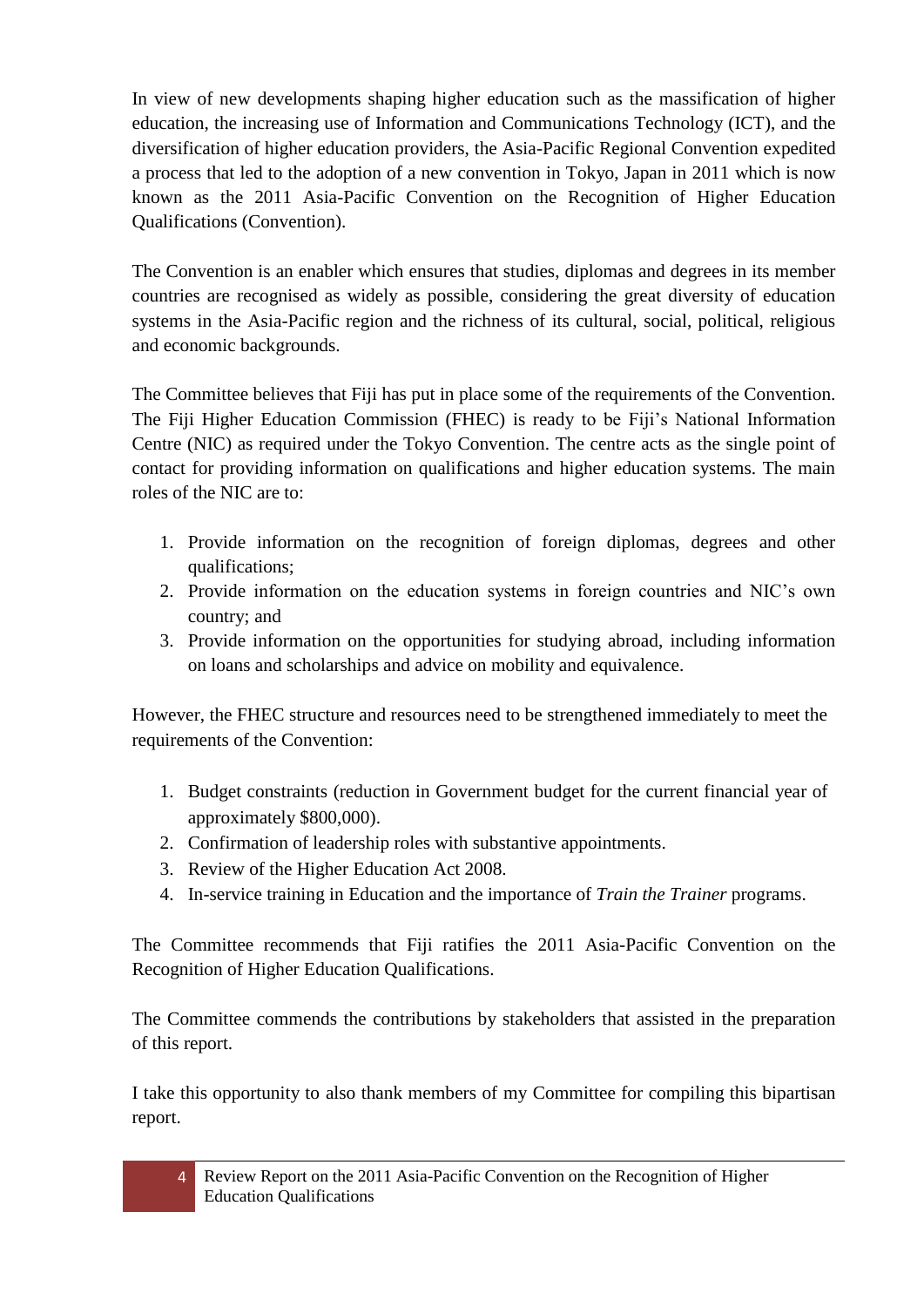In view of new developments shaping higher education such as the massification of higher education, the increasing use of Information and Communications Technology (ICT), and the diversification of higher education providers, the Asia-Pacific Regional Convention expedited a process that led to the adoption of a new convention in Tokyo, Japan in 2011 which is now known as the 2011 Asia-Pacific Convention on the Recognition of Higher Education Qualifications (Convention).

The Convention is an enabler which ensures that studies, diplomas and degrees in its member countries are recognised as widely as possible, considering the great diversity of education systems in the Asia-Pacific region and the richness of its cultural, social, political, religious and economic backgrounds.

The Committee believes that Fiji has put in place some of the requirements of the Convention. The Fiji Higher Education Commission (FHEC) is ready to be Fiji's National Information Centre (NIC) as required under the Tokyo Convention. The centre acts as the single point of contact for providing information on qualifications and higher education systems. The main roles of the NIC are to:

1. Provide information on the recognition of foreign diplomas, degrees and other qualifications;
2. Provide information on the education systems in foreign countries and NIC's own country; and
3. Provide information on the opportunities for studying abroad, including information on loans and scholarships and advice on mobility and equivalence.

However, the FHEC structure and resources need to be strengthened immediately to meet the requirements of the Convention:

1. Budget constraints (reduction in Government budget for the current financial year of approximately $800,000).
2. Confirmation of leadership roles with substantive appointments.
3. Review of the Higher Education Act 2008.
4. In-service training in Education and the importance of *Train the Trainer* programs.

The Committee recommends that Fiji ratifies the 2011 Asia-Pacific Convention on the Recognition of Higher Education Qualifications.

The Committee commends the contributions by stakeholders that assisted in the preparation of this report.

I take this opportunity to also thank members of my Committee for compiling this bipartisan report.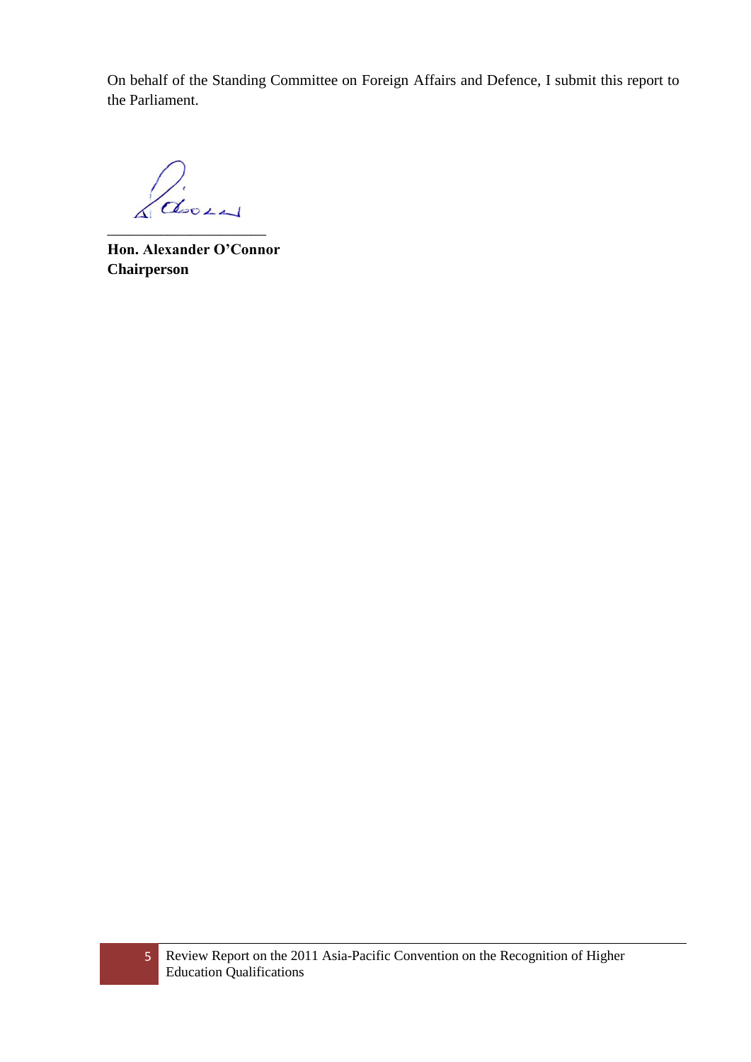On behalf of the Standing Committee on Foreign Affairs and Defence, I submit this report to the Parliament.

\_\_\_\_\_\_\_\_\_\_\_\_\_\_\_\_\_\_\_\_\_\_

**Hon. Alexander O'Connor**
**Chairperson**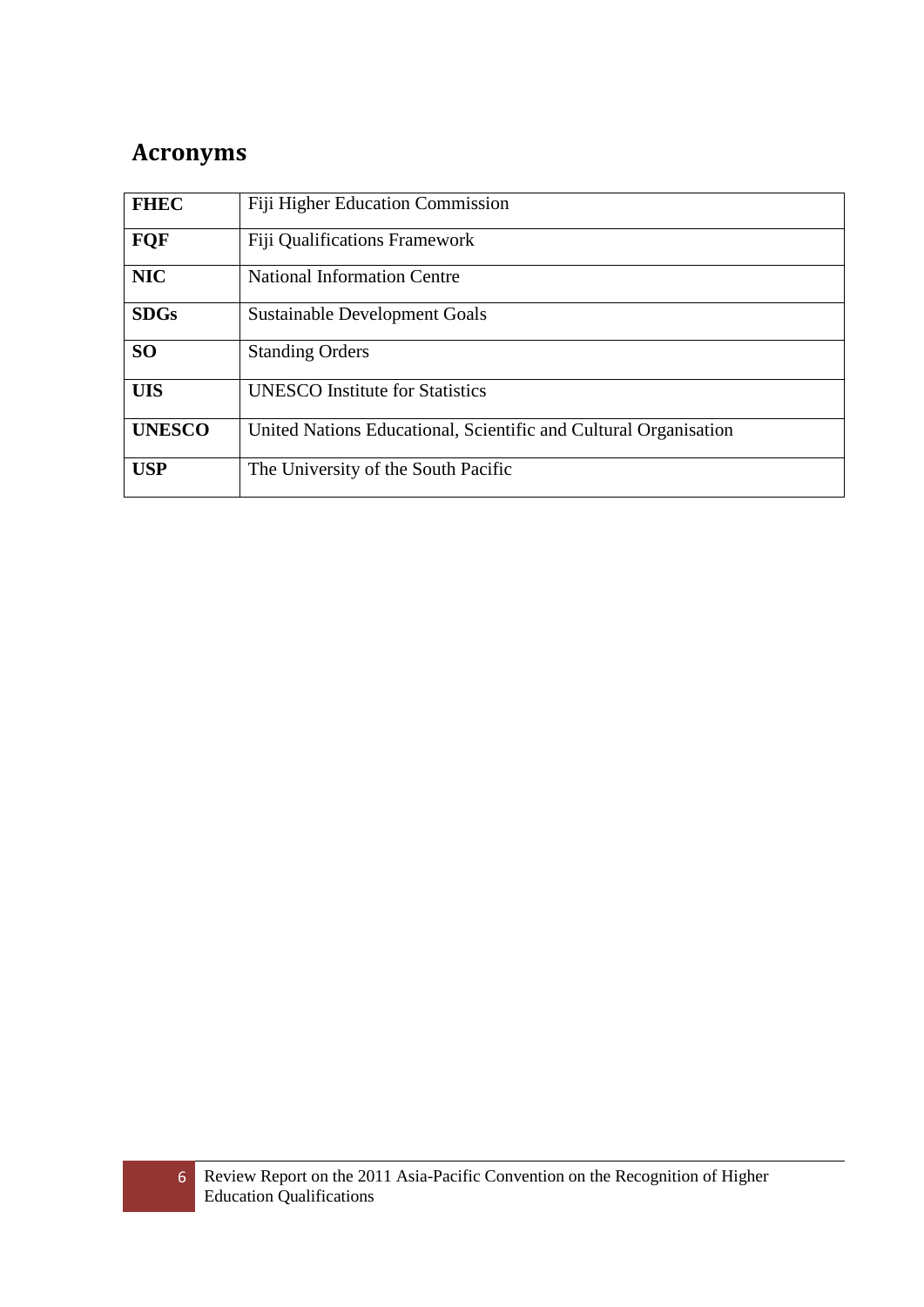## Acronyms

| | |
|---|---|
| **FHEC** | Fiji Higher Education Commission |
| **FQF** | Fiji Qualifications Framework |
| **NIC** | National Information Centre |
| **SDGs** | Sustainable Development Goals |
| **SO** | Standing Orders |
| **UIS** | UNESCO Institute for Statistics |
| **UNESCO** | United Nations Educational, Scientific and Cultural Organisation |
| **USP** | The University of the South Pacific |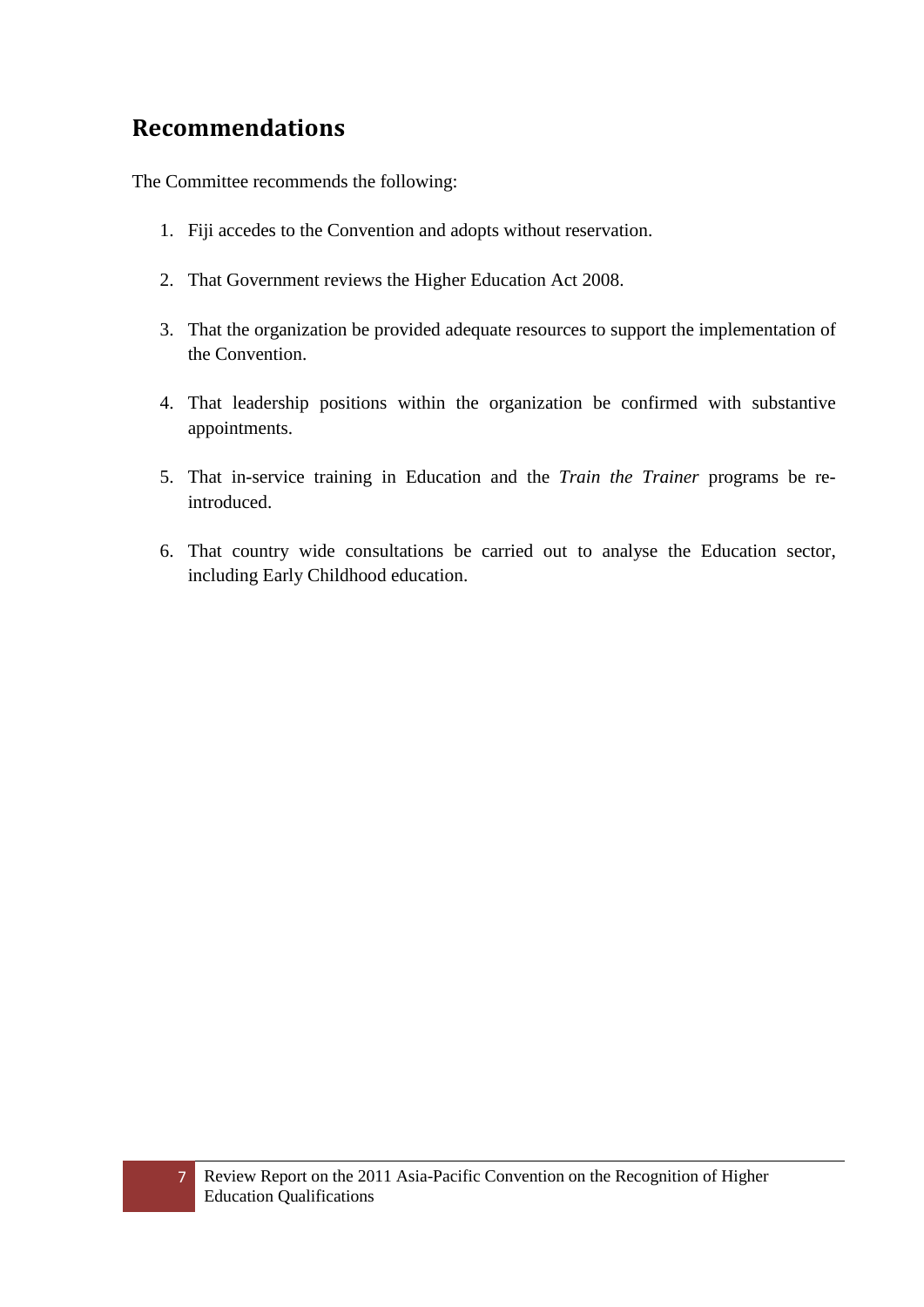## Recommendations

The Committee recommends the following:

1. Fiji accedes to the Convention and adopts without reservation.

2. That Government reviews the Higher Education Act 2008.

3. That the organization be provided adequate resources to support the implementation of the Convention.

4. That leadership positions within the organization be confirmed with substantive appointments.

5. That in-service training in Education and the *Train the Trainer* programs be re-introduced.

6. That country wide consultations be carried out to analyse the Education sector, including Early Childhood education.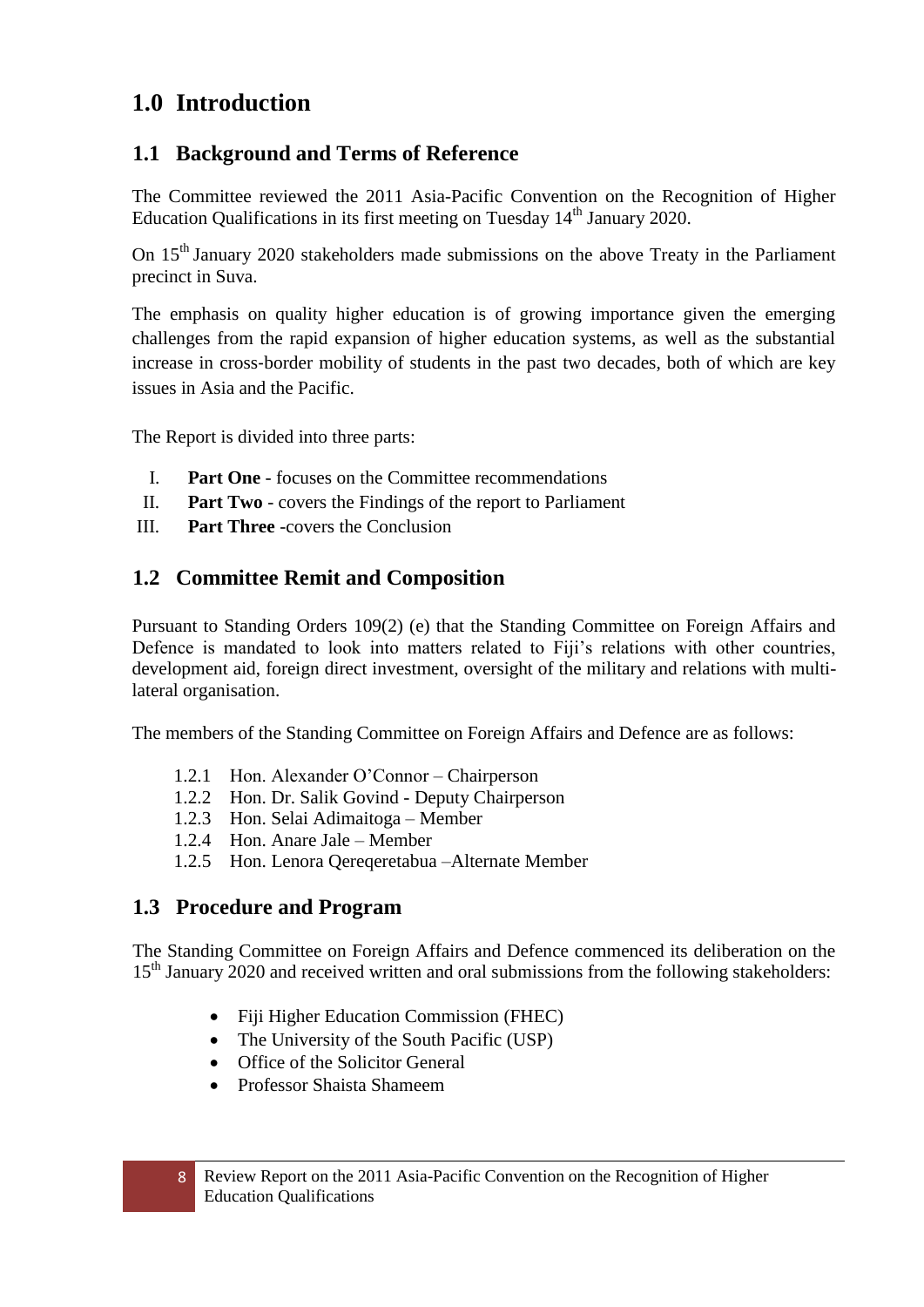# 1.0 Introduction

## 1.1 Background and Terms of Reference

The Committee reviewed the 2011 Asia-Pacific Convention on the Recognition of Higher Education Qualifications in its first meeting on Tuesday 14th January 2020.

On 15th January 2020 stakeholders made submissions on the above Treaty in the Parliament precinct in Suva.

The emphasis on quality higher education is of growing importance given the emerging challenges from the rapid expansion of higher education systems, as well as the substantial increase in cross-border mobility of students in the past two decades, both of which are key issues in Asia and the Pacific.

The Report is divided into three parts:

I. **Part One** - focuses on the Committee recommendations
II. **Part Two** - covers the Findings of the report to Parliament
III. **Part Three** -covers the Conclusion

## 1.2 Committee Remit and Composition

Pursuant to Standing Orders 109(2) (e) that the Standing Committee on Foreign Affairs and Defence is mandated to look into matters related to Fiji's relations with other countries, development aid, foreign direct investment, oversight of the military and relations with multi-lateral organisation.

The members of the Standing Committee on Foreign Affairs and Defence are as follows:

1.2.1 Hon. Alexander O'Connor – Chairperson
1.2.2 Hon. Dr. Salik Govind - Deputy Chairperson
1.2.3 Hon. Selai Adimaitoga – Member
1.2.4 Hon. Anare Jale – Member
1.2.5 Hon. Lenora Qereqeretabua –Alternate Member

## 1.3 Procedure and Program

The Standing Committee on Foreign Affairs and Defence commenced its deliberation on the 15th January 2020 and received written and oral submissions from the following stakeholders:

- Fiji Higher Education Commission (FHEC)
- The University of the South Pacific (USP)
- Office of the Solicitor General
- Professor Shaista Shameem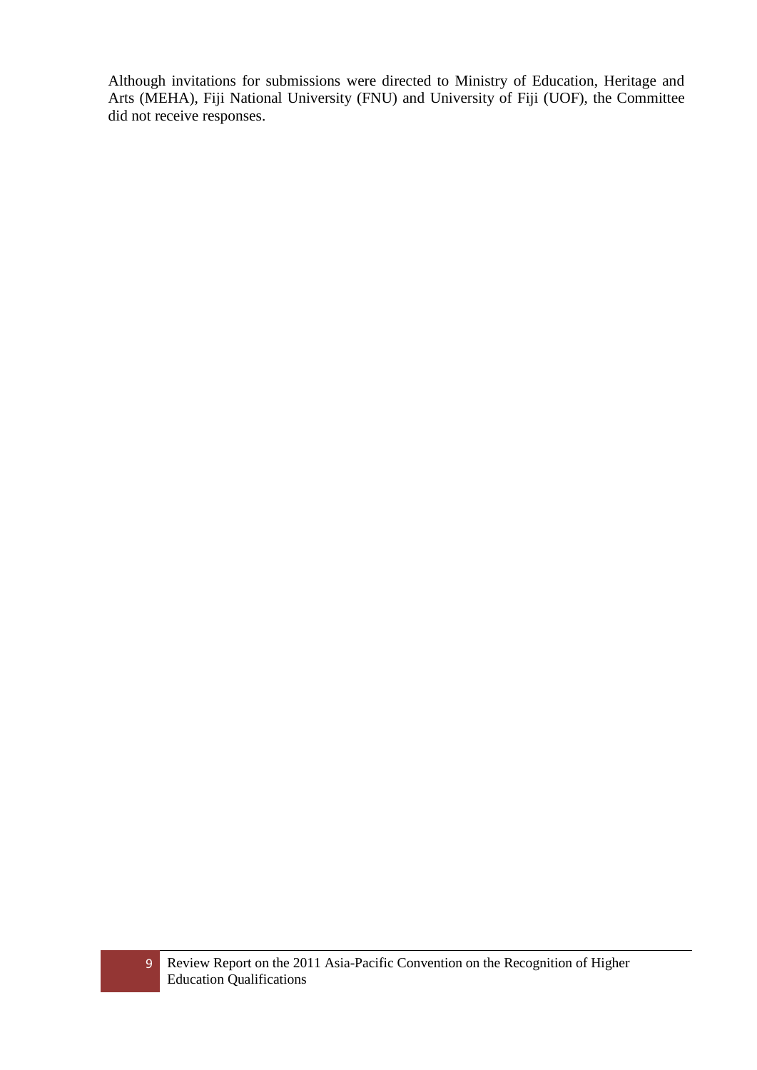Although invitations for submissions were directed to Ministry of Education, Heritage and Arts (MEHA), Fiji National University (FNU) and University of Fiji (UOF), the Committee did not receive responses.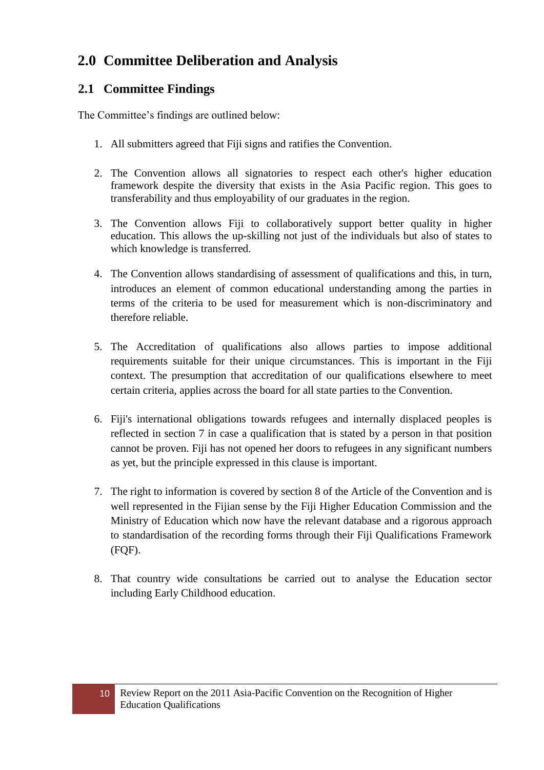## 2.0 Committee Deliberation and Analysis

### 2.1 Committee Findings

The Committee's findings are outlined below:

1. All submitters agreed that Fiji signs and ratifies the Convention.

2. The Convention allows all signatories to respect each other's higher education framework despite the diversity that exists in the Asia Pacific region. This goes to transferability and thus employability of our graduates in the region.

3. The Convention allows Fiji to collaboratively support better quality in higher education. This allows the up-skilling not just of the individuals but also of states to which knowledge is transferred.

4. The Convention allows standardising of assessment of qualifications and this, in turn, introduces an element of common educational understanding among the parties in terms of the criteria to be used for measurement which is non-discriminatory and therefore reliable.

5. The Accreditation of qualifications also allows parties to impose additional requirements suitable for their unique circumstances. This is important in the Fiji context. The presumption that accreditation of our qualifications elsewhere to meet certain criteria, applies across the board for all state parties to the Convention.

6. Fiji's international obligations towards refugees and internally displaced peoples is reflected in section 7 in case a qualification that is stated by a person in that position cannot be proven. Fiji has not opened her doors to refugees in any significant numbers as yet, but the principle expressed in this clause is important.

7. The right to information is covered by section 8 of the Article of the Convention and is well represented in the Fijian sense by the Fiji Higher Education Commission and the Ministry of Education which now have the relevant database and a rigorous approach to standardisation of the recording forms through their Fiji Qualifications Framework (FQF).

8. That country wide consultations be carried out to analyse the Education sector including Early Childhood education.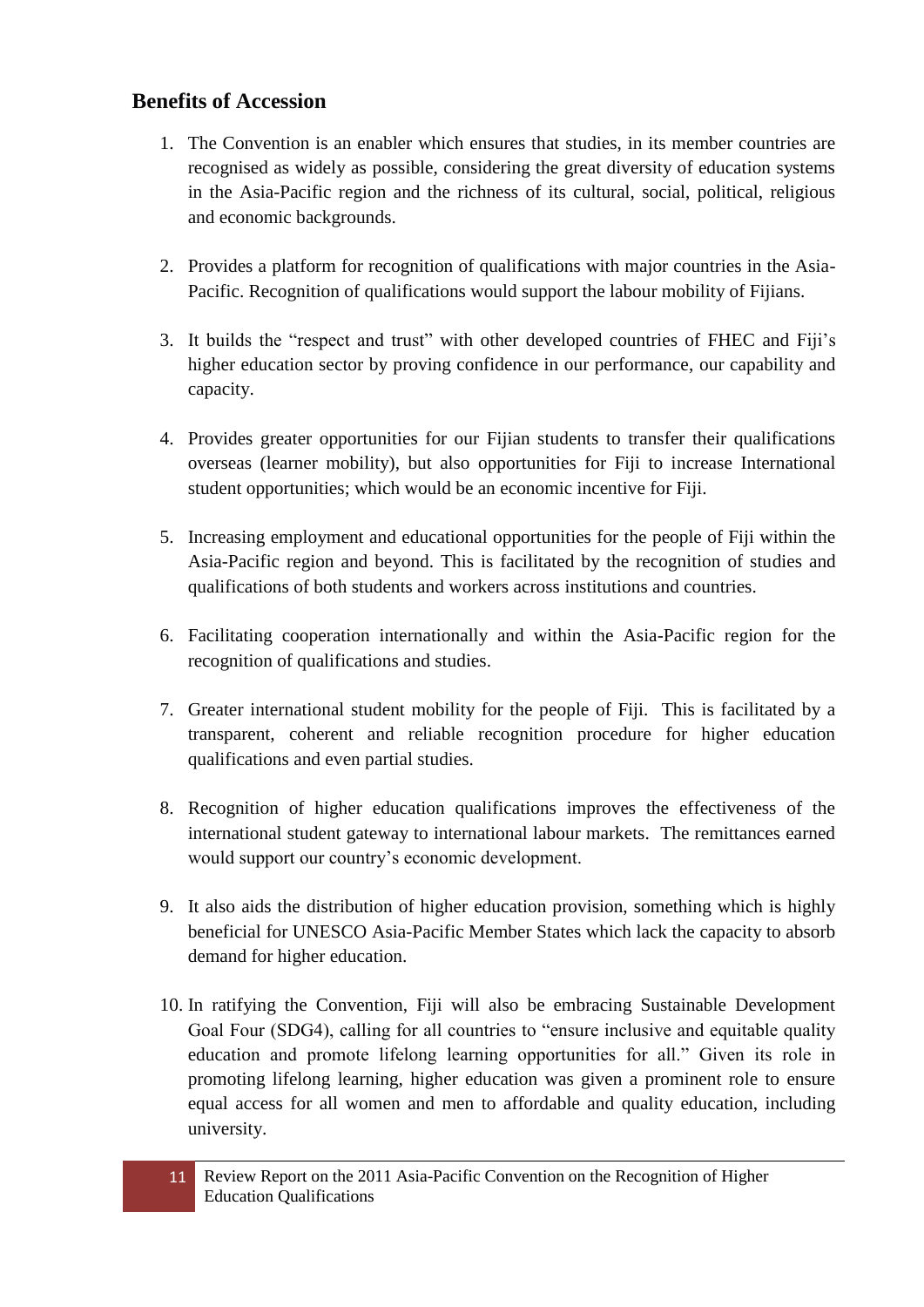## Benefits of Accession

1. The Convention is an enabler which ensures that studies, in its member countries are recognised as widely as possible, considering the great diversity of education systems in the Asia-Pacific region and the richness of its cultural, social, political, religious and economic backgrounds.

2. Provides a platform for recognition of qualifications with major countries in the Asia-Pacific. Recognition of qualifications would support the labour mobility of Fijians.

3. It builds the "respect and trust" with other developed countries of FHEC and Fiji's higher education sector by proving confidence in our performance, our capability and capacity.

4. Provides greater opportunities for our Fijian students to transfer their qualifications overseas (learner mobility), but also opportunities for Fiji to increase International student opportunities; which would be an economic incentive for Fiji.

5. Increasing employment and educational opportunities for the people of Fiji within the Asia-Pacific region and beyond. This is facilitated by the recognition of studies and qualifications of both students and workers across institutions and countries.

6. Facilitating cooperation internationally and within the Asia-Pacific region for the recognition of qualifications and studies.

7. Greater international student mobility for the people of Fiji. This is facilitated by a transparent, coherent and reliable recognition procedure for higher education qualifications and even partial studies.

8. Recognition of higher education qualifications improves the effectiveness of the international student gateway to international labour markets. The remittances earned would support our country's economic development.

9. It also aids the distribution of higher education provision, something which is highly beneficial for UNESCO Asia-Pacific Member States which lack the capacity to absorb demand for higher education.

10. In ratifying the Convention, Fiji will also be embracing Sustainable Development Goal Four (SDG4), calling for all countries to "ensure inclusive and equitable quality education and promote lifelong learning opportunities for all." Given its role in promoting lifelong learning, higher education was given a prominent role to ensure equal access for all women and men to affordable and quality education, including university.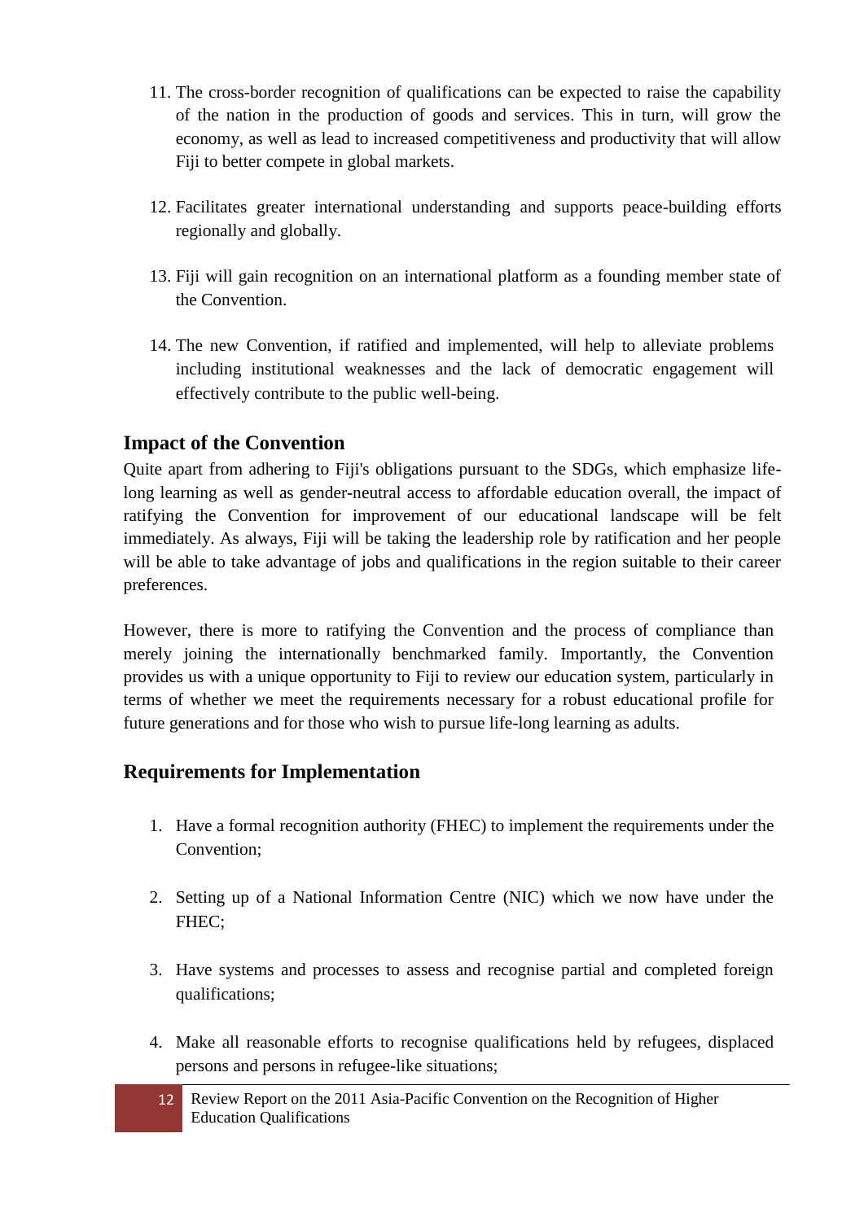11. The cross-border recognition of qualifications can be expected to raise the capability of the nation in the production of goods and services. This in turn, will grow the economy, as well as lead to increased competitiveness and productivity that will allow Fiji to better compete in global markets.

12. Facilitates greater international understanding and supports peace-building efforts regionally and globally.

13. Fiji will gain recognition on an international platform as a founding member state of the Convention.

14. The new Convention, if ratified and implemented, will help to alleviate problems including institutional weaknesses and the lack of democratic engagement will effectively contribute to the public well-being.

## Impact of the Convention

Quite apart from adhering to Fiji's obligations pursuant to the SDGs, which emphasize life-long learning as well as gender-neutral access to affordable education overall, the impact of ratifying the Convention for improvement of our educational landscape will be felt immediately. As always, Fiji will be taking the leadership role by ratification and her people will be able to take advantage of jobs and qualifications in the region suitable to their career preferences.

However, there is more to ratifying the Convention and the process of compliance than merely joining the internationally benchmarked family. Importantly, the Convention provides us with a unique opportunity to Fiji to review our education system, particularly in terms of whether we meet the requirements necessary for a robust educational profile for future generations and for those who wish to pursue life-long learning as adults.

## Requirements for Implementation

1. Have a formal recognition authority (FHEC) to implement the requirements under the Convention;

2. Setting up of a National Information Centre (NIC) which we now have under the FHEC;

3. Have systems and processes to assess and recognise partial and completed foreign qualifications;

4. Make all reasonable efforts to recognise qualifications held by refugees, displaced persons and persons in refugee-like situations;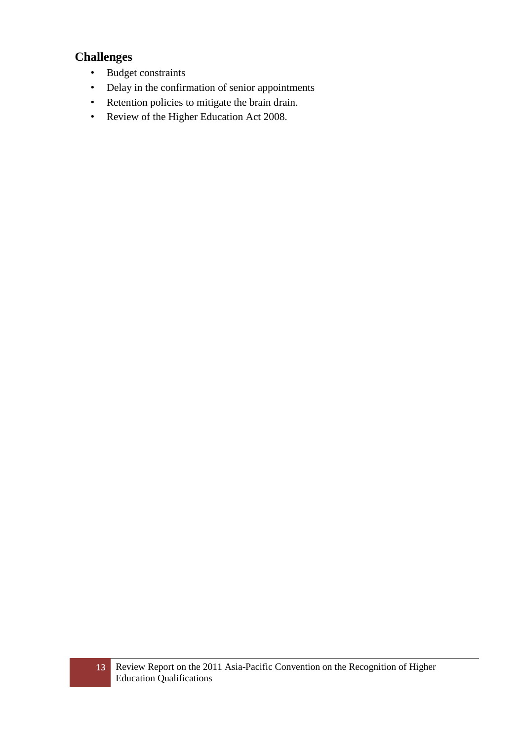## Challenges

- Budget constraints
- Delay in the confirmation of senior appointments
- Retention policies to mitigate the brain drain.
- Review of the Higher Education Act 2008.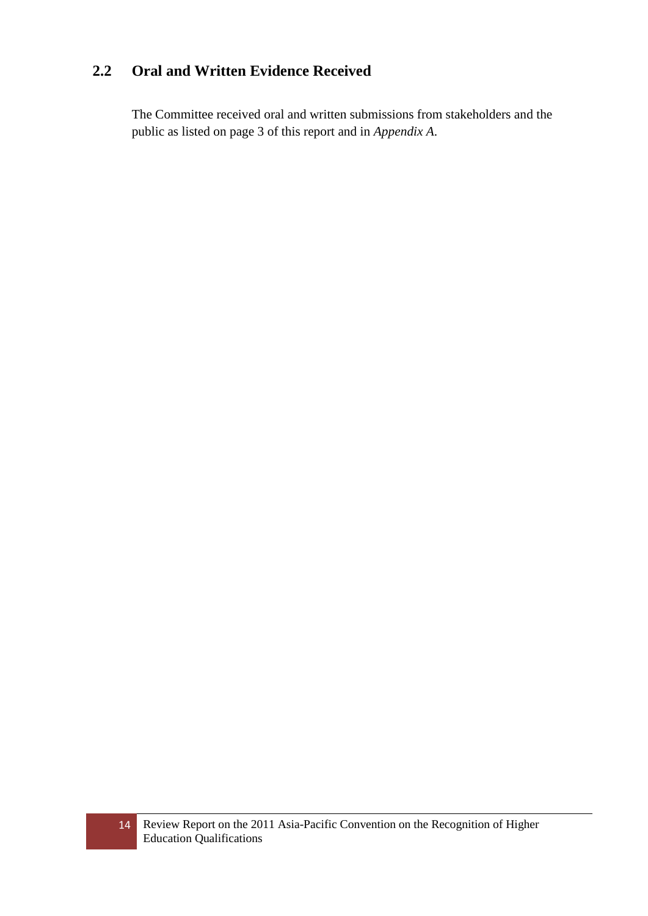## 2.2 Oral and Written Evidence Received

The Committee received oral and written submissions from stakeholders and the public as listed on page 3 of this report and in *Appendix A*.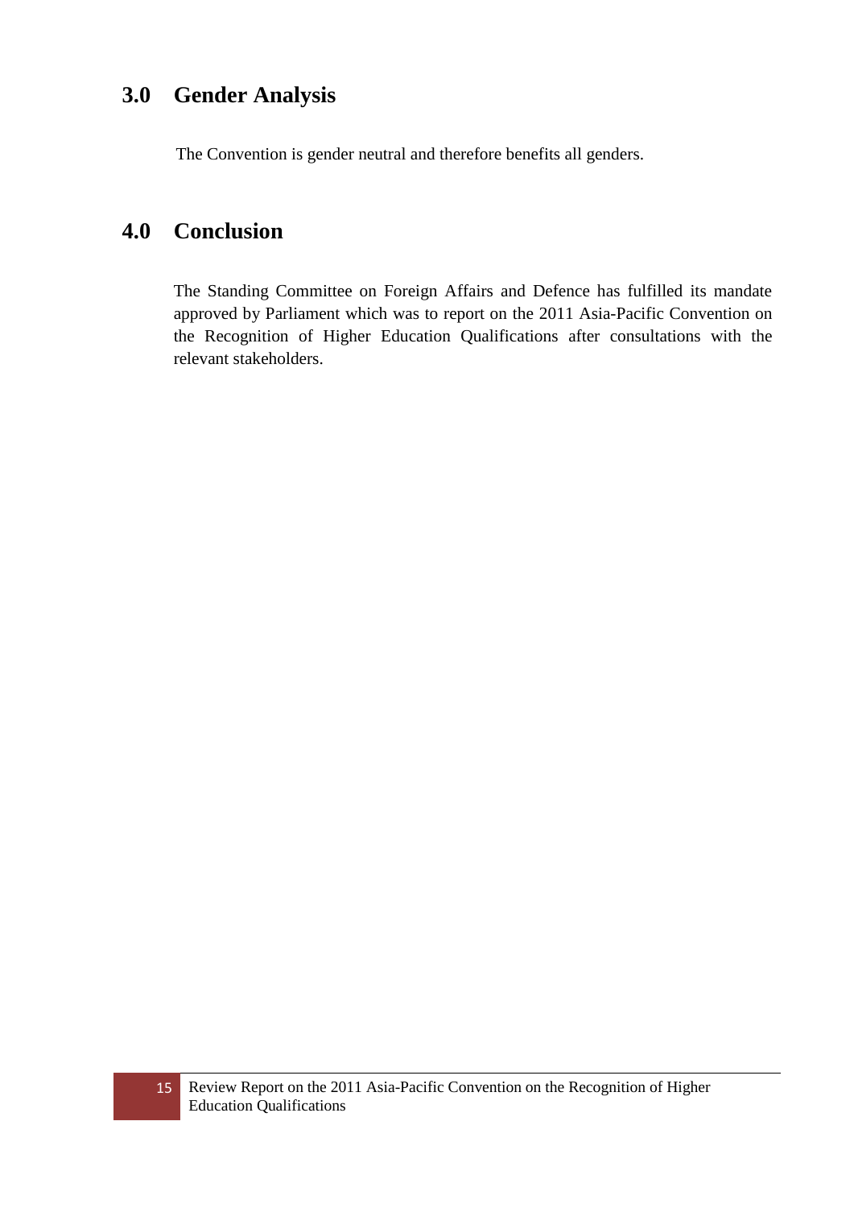## 3.0 Gender Analysis

The Convention is gender neutral and therefore benefits all genders.

## 4.0 Conclusion

The Standing Committee on Foreign Affairs and Defence has fulfilled its mandate approved by Parliament which was to report on the 2011 Asia-Pacific Convention on the Recognition of Higher Education Qualifications after consultations with the relevant stakeholders.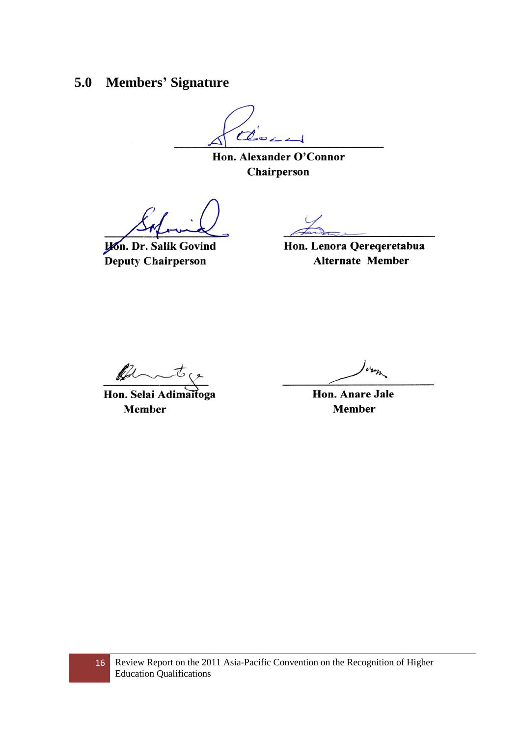## 5.0 Members' Signature

**Hon. Alexander O'Connor**
**Chairperson**

**Hon. Dr. Salik Govind**
**Deputy Chairperson**

**Hon. Lenora Qereqeretabua**
**Alternate Member**

**Hon. Selai Adimaitoga**
**Member**

**Hon. Anare Jale**
**Member**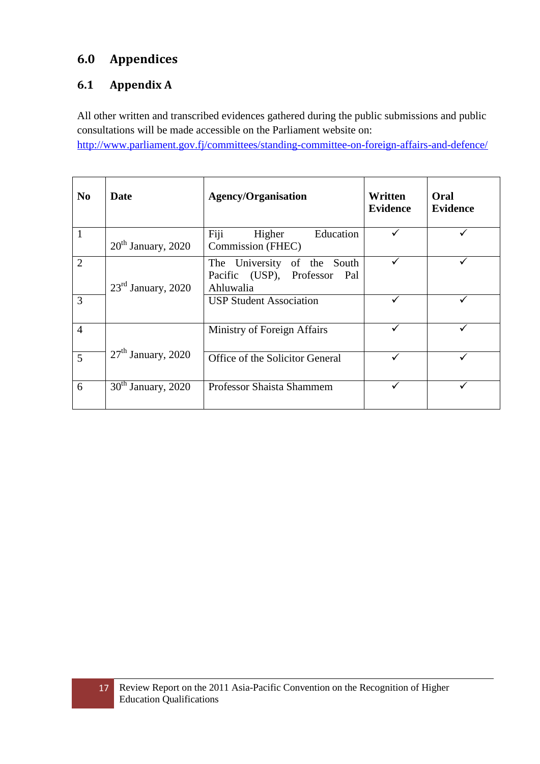# 6.0 Appendices

## 6.1 Appendix A

All other written and transcribed evidences gathered during the public submissions and public consultations will be made accessible on the Parliament website on: http://www.parliament.gov.fj/committees/standing-committee-on-foreign-affairs-and-defence/

| No | Date | Agency/Organisation | Written Evidence | Oral Evidence |
|---|---|---|---|---|
| 1 | 20th January, 2020 | Fiji Higher Education Commission (FHEC) | ✓ | ✓ |
| 2 | 23rd January, 2020 | The University of the South Pacific (USP), Professor Pal Ahluwalia | ✓ | ✓ |
| 3 | | USP Student Association | ✓ | ✓ |
| 4 | 27th January, 2020 | Ministry of Foreign Affairs | ✓ | ✓ |
| 5 | | Office of the Solicitor General | ✓ | ✓ |
| 6 | 30th January, 2020 | Professor Shaista Shammem | ✓ | ✓ |